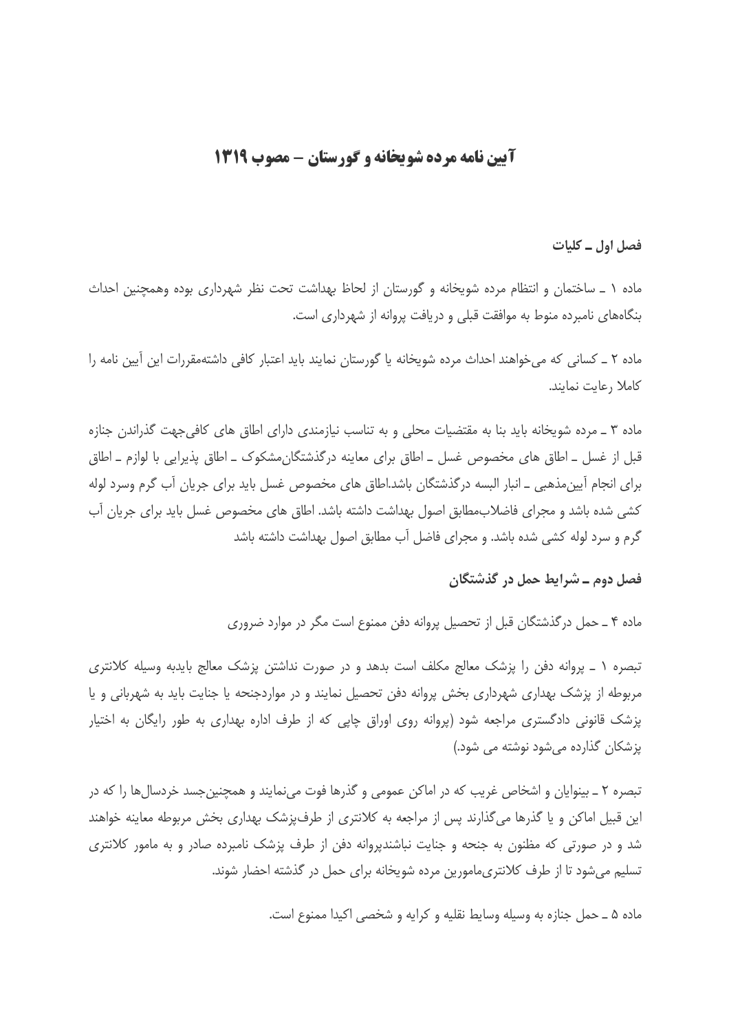# آیین نامه مرده شویخانه و گورستان – مصوب ۱۳۱۹

### فصل اول ـ کلیات

ماده ۱ ـ ساختمان و انتظام مرده شویخانه و گورستان از لحاظ بهداشت تحت نظر شهرداری بوده وهمچنین احداث بنگاه‌های نامبرده منوط به موافقت قبلی و دریافت پروانه از شهرداری است.

ماده ۲ ـ کسانی که می‌خواهند احداث مرده شویخانه یا گورستان نمایند باید اعتبار کافی داشته‌مقررات این آیین نامه را کاملا رعایت نمایند.

ماده ۳ ـ مرده شویخانه باید بنا به مقتضیات محلی و به تناسب نیازمندی دارای اطاق های کافی‌جهت گذراندن جنازه قبل از غسل ـ اطاق های مخصوص غسل ـ اطاق برای معاینه درگذشتگان‌مشکوک ـ اطاق پذیرایی با لوازم ـ اطاق برای انجام آیین‌مذهبی ـ انبار البسه درگذشتگان باشد.اطاق های مخصوص غسل باید برای جریان آب گرم وسرد لوله کشی شده باشد و مجرای فاضلاب‌مطابق اصول بهداشت داشته باشد. اطاق های مخصوص غسل باید برای جریان آب گرم و سرد لوله کشی شده باشد. و مجرای فاضل آب مطابق اصول بهداشت داشته باشد

### فصل دوم ـ شرایط حمل در گذشتگان

ماده ۴ ـ حمل درگذشتگان قبل از تحصیل پروانه دفن ممنوع است مگر در موارد ضروری

تبصره ۱ ـ پروانه دفن را پزشک معالج مکلف است بدهد و در صورت نداشتن پزشک معالج بایدبه وسیله کلانتری مربوطه از پزشک بهداری شهرداری بخش پروانه دفن تحصیل نمایند و در مواردجنحه یا جنایت باید به شهربانی و یا پزشک قانونی دادگستری مراجعه شود (پروانه روی اوراق چاپی که از طرف اداره بهداری به طور رایگان به اختیار پزشکان گذارده می‌شود نوشته می شود.)

تبصره ۲ ـ بینوایان و اشخاص غریب که در اماکن عمومی و گذرها فوت می‌نمایند و همچنین‌جسد خردسال‌ها را که در این قبیل اماکن و یا گذرها می‌گذارند پس از مراجعه به کلانتری از طرف‌پزشک بهداری بخش مربوطه معاینه خواهند شد و در صورتی که مظنون به جنحه و جنایت نباشندپروانه دفن از طرف پزشک نامبرده صادر و به مامور کلانتری تسلیم می‌شود تا از طرف کلانتری‌مامورین مرده شویخانه برای حمل در گذشته احضار شوند.

ماده ۵ ـ حمل جنازه به وسیله وسایط نقلیه و کرایه و شخصی اکیدا ممنوع است.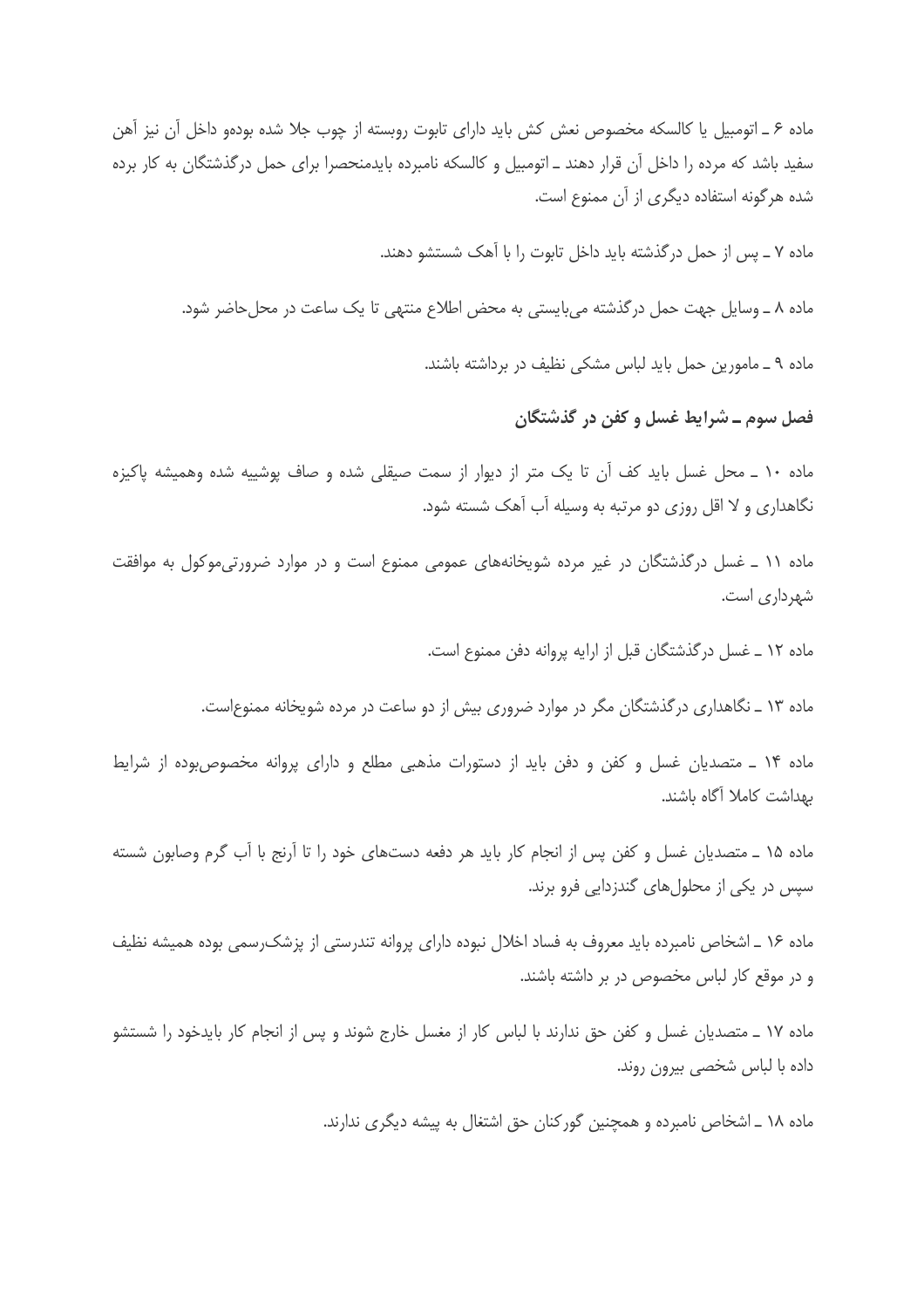ماده ۶ ـ اتومبیل یا کالسکه مخصوص نعش کش باید دارای تابوت روبسته از چوب جلا شده بودهو داخل آن نیز آهن سفید باشد که مرده را داخل آن قرار دهند ـ اتومبیل و کالسکه نامبرده بایدمنحصرا برای حمل درگذشتگان به کار برده شده هرگونه استفاده دیگری از آن ممنوع است.

ماده ۷ ـ پس از حمل درگذشته باید داخل تابوت را با آهک شستشو دهند.

ماده ۸ ـ وسایل جهت حمل درگذشته می‌بایستی به محض اطلاع منتهی تا یک ساعت در محل‌حاضر شود.

ماده ۹ ـ مامورین حمل باید لباس مشکی نظیف در برداشته باشند.

### فصل سوم ـ شرایط غسل و کفن در گذشتگان

ماده ۱۰ ـ محل غسل باید کف آن تا یک متر از دیوار از سمت صیقلی شده و صاف پوشیبه شده وهمیشه پاکیزه نگاهداری و لا اقل روزی دو مرتبه به وسیله آب آهک شسته شود.

ماده ۱۱ ـ غسل درگذشتگان در غیر مرده شویخانه‌های عمومی ممنوع است و در موارد ضرورتی‌موکول به موافقت شهرداری است.

ماده ۱۲ ـ غسل درگذشتگان قبل از ارایه پروانه دفن ممنوع است.

ماده ۱۳ ـ نگاهداری درگذشتگان مگر در موارد ضروری بیش از دو ساعت در مرده شویخانه ممنوع‌است.

ماده ۱۴ ـ متصدیان غسل و کفن و دفن باید از دستورات مذهبی مطلع و دارای پروانه مخصوص‌بوده از شرایط بهداشت کاملا آگاه باشند.

ماده ۱۵ ـ متصدیان غسل و کفن پس از انجام کار باید هر دفعه دست‌های خود را تا آرنج با آب گرم وصابون شسته سپس در یکی از محلول‌های گندزدایی فرو برند.

ماده ۱۶ ـ اشخاص نامبرده باید معروف به فساد اخلال نبوده دارای پروانه تندرستی از پزشک‌رسمی بوده همیشه نظیف و در موقع کار لباس مخصوص در بر داشته باشند.

ماده ۱۷ ـ متصدیان غسل و کفن حق ندارند با لباس کار از مغسل خارج شوند و پس از انجام کار بایدخود را شستشو داده با لباس شخصی بیرون روند.

ماده ۱۸ ـ اشخاص نامبرده و همچنین گورکنان حق اشتغال به پیشه دیگری ندارند.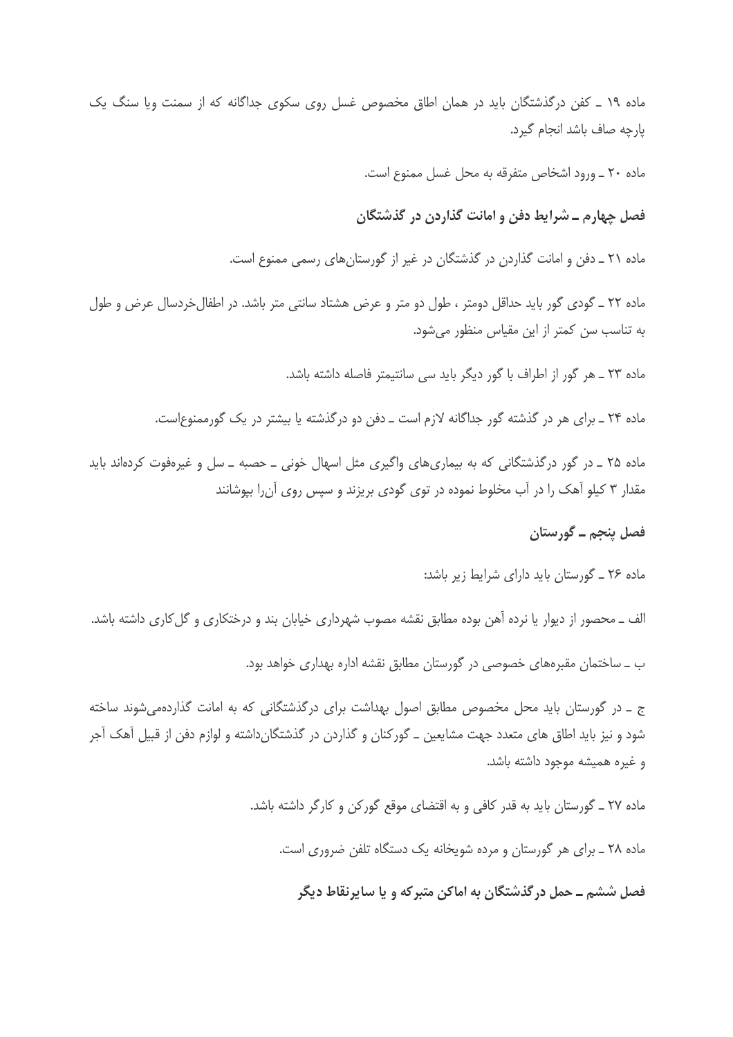ماده ۱۹ ـ کفن درگذشتگان باید در همان اطاق مخصوص غسل روی سکوی جداگانه که از سمنت ویا سنگ یک پارچه صاف باشد انجام گیرد.

ماده ۲۰ ـ ورود اشخاص متفرقه به محل غسل ممنوع است.

## فصل چهارم ـ شرایط دفن و امانت گذاردن در گذشتگان

ماده ۲۱ ـ دفن و امانت گذاردن در گذشتگان در غیر از گورستان‌های رسمی ممنوع است.

ماده ۲۲ ـ گودی گور باید حداقل دومتر ، طول دو متر و عرض هشتاد سانتی متر باشد. در اطفال‌خردسال عرض و طول به تناسب سن کمتر از این مقیاس منظور می‌شود.

ماده ۲۳ ـ هر گور از اطراف با گور دیگر باید سی سانتیمتر فاصله داشته باشد.

ماده ۲۴ ـ برای هر در گذشته گور جداگانه لازم است ـ دفن دو درگذشته یا بیشتر در یک گورممنوع‌است.

ماده ۲۵ ـ در گور درگذشتگانی که به بیماری‌های واگیری مثل اسهال خونی ـ حصبه ـ سل و غیره‌فوت کرده‌اند باید مقدار ۳ کیلو آهک را در آب مخلوط نموده در توی گودی بریزند و سپس روی آن‌را بپوشانند

## فصل پنجم ـ گورستان

ماده ۲۶ ـ گورستان باید دارای شرایط زیر باشد:

الف ـ محصور از دیوار یا نرده آهن بوده مطابق نقشه مصوب شهرداری خیابان بند و درختکاری و گل‌کاری داشته باشد.

ب ـ ساختمان مقبره‌های خصوصی در گورستان مطابق نقشه اداره بهداری خواهد بود.

ج ـ در گورستان باید محل مخصوص مطابق اصول بهداشت برای درگذشتگانی که به امانت گذارده‌می‌شوند ساخته شود و نیز باید اطاق های متعدد جهت مشایعین ـ گورکنان و گذاردن در گذشتگان‌داشته و لوازم دفن از قبیل آهک آجر و غیره همیشه موجود داشته باشد.

ماده ۲۷ ـ گورستان باید به قدر کافی و به اقتضای موقع گورکن و کارگر داشته باشد.

ماده ۲۸ ـ برای هر گورستان و مرده شویخانه یک دستگاه تلفن ضروری است.

## فصل ششم ـ حمل درگذشتگان به اماکن متبرکه و یا سایرنقاط دیگر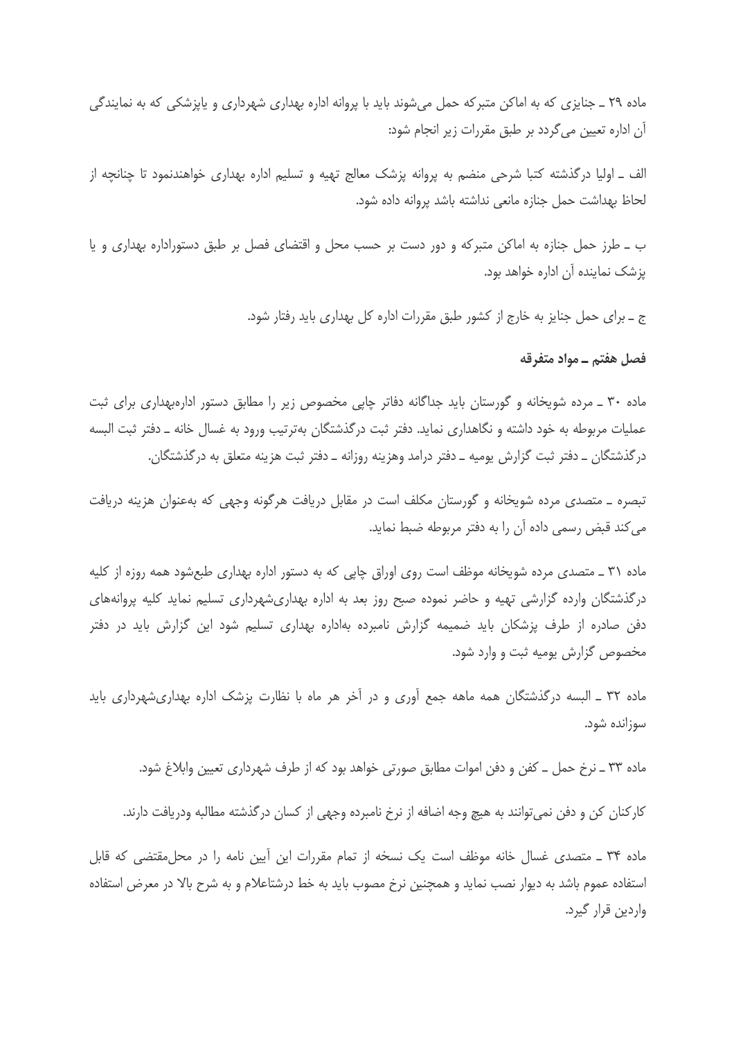ماده ۲۹ ـ جنایزی که به اماکن متبرکه حمل می‌شوند باید با پروانه اداره بهداری شهرداری و یاپزشکی که به نمایندگی آن اداره تعیین می‌گردد بر طبق مقررات زیر انجام شود:

الف ـ اولیا درگذشته کتبا شرحی منضم به پروانه پزشک معالج تهیه و تسلیم اداره بهداری خواهندنمود تا چنانچه از لحاظ بهداشت حمل جنازه مانعی نداشته باشد پروانه داده شود.

ب ـ طرز حمل جنازه به اماکن متبرکه و دور دست بر حسب محل و اقتضای فصل بر طبق دستوراداره بهداری و یا پزشک نماینده آن اداره خواهد بود.

ج ـ برای حمل جنایز به خارج از کشور طبق مقررات اداره کل بهداری باید رفتار شود.

## فصل هفتم ـ مواد متفرقه

ماده ۳۰ ـ مرده شویخانه و گورستان باید جداگانه دفاتر چاپی مخصوص زیر را مطابق دستور اداره‌بهداری برای ثبت عملیات مربوطه به خود داشته و نگاهداری نماید. دفتر ثبت درگذشتگان به‌ترتیب ورود به غسال خانه ـ دفتر ثبت البسه درگذشتگان ـ دفتر ثبت گزارش یومیه ـ دفتر درامد وهزینه روزانه ـ دفتر ثبت هزینه متعلق به درگذشتگان.

تبصره ـ متصدی مرده شویخانه و گورستان مکلف است در مقابل دریافت هرگونه وجهی که به‌عنوان هزینه دریافت می‌کند قبض رسمی داده آن را به دفتر مربوطه ضبط نماید.

ماده ۳۱ ـ متصدی مرده شویخانه موظف است روی اوراق چاپی که به دستور اداره بهداری طبع‌شود همه روزه از کلیه درگذشتگان وارده گزارشی تهیه و حاضر نموده صبح روز بعد به اداره بهداری‌شهرداری تسلیم نماید کلیه پروانه‌های دفن صادره از طرف پزشکان باید ضمیمه گزارش نامبرده به‌اداره بهداری تسلیم شود این گزارش باید در دفتر مخصوص گزارش یومیه ثبت و وارد شود.

ماده ۳۲ ـ البسه درگذشتگان همه ماهه جمع آوری و در آخر هر ماه با نظارت پزشک اداره بهداری‌شهرداری باید سوزانده شود.

ماده ۳۳ ـ نرخ حمل ـ کفن و دفن اموات مطابق صورتی خواهد بود که از طرف شهرداری تعیین وابلاغ شود.

کارکنان کن و دفن نمی‌توانند به هیچ وجه اضافه از نرخ نامبرده وجهی از کسان درگذشته مطالبه ودریافت دارند.

ماده ۳۴ ـ متصدی غسال خانه موظف است یک نسخه از تمام مقررات این آیین نامه را در محل‌مقتضی که قابل استفاده عموم باشد به دیوار نصب نماید و همچنین نرخ مصوب باید به خط درشتاعلام و به شرح بالا در معرض استفاده واردین قرار گیرد.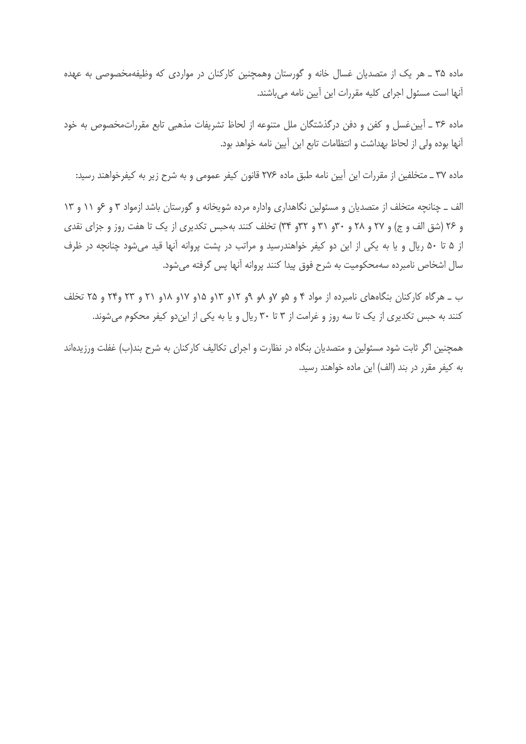ماده ۳۵ ـ هر یک از متصدیان غسال خانه و گورستان وهمچنین کارکنان در مواردی که وظیفه‌مخصوصی به عهده آنها است مسئول اجرای کلیه مقررات این آیین نامه می‌باشند.

ماده ۳۶ ـ آیین‌غسل و کفن و دفن درگذشتگان ملل متنوعه از لحاظ تشریفات مذهبی تابع مقررات‌مخصوص به خود آنها بوده ولی از لحاظ بهداشت و انتظامات تابع این آیین نامه خواهد بود.

ماده ۳۷ ـ متخلفین از مقررات این آیین نامه طبق ماده ۲۷۶ قانون کیفر عمومی و به شرح زیر به کیفرخواهند رسید:

الف ـ چنانچه متخلف از متصدیان و مسئولین نگاهداری واداره مرده شویخانه و گورستان باشد ازمواد ۳ و ۶و ۱۱ و ۱۳ و ۲۶ (شق الف و ج) و ۲۷ و ۲۸ و ۳۰و ۳۱ و ۳۲و ۳۴) تخلف کنند به‌حبس تکدیری از یک تا هفت روز و جزای نقدی از ۵ تا ۵۰ ریال و یا به یکی از این دو کیفر خواهندرسید و مراتب در پشت پروانه آنها قید می‌شود چنانچه در ظرف سال اشخاص نامبرده سه‌محکومیت به شرح فوق پیدا کنند پروانه آنها پس گرفته می‌شود.

ب ـ هرگاه کارکنان بنگاههای نامبرده از مواد ۴ و ۵و ۷و ۸و ۹و ۱۲و ۱۳و ۱۵و ۱۷و ۱۸و ۲۱ و ۲۳ و۲۴ و ۲۵ تخلف کنند به حبس تکدیری از یک تا سه روز و غرامت از ۳ تا ۳۰ ریال و یا به یکی از این‌دو کیفر محکوم می‌شوند.

همچنین اگر ثابت شود مسئولین و متصدیان بنگاه در نظارت و اجرای تکالیف کارکنان به شرح بند(ب) غفلت ورزیده‌اند به کیفر مقرر در بند (الف) این ماده خواهند رسید.